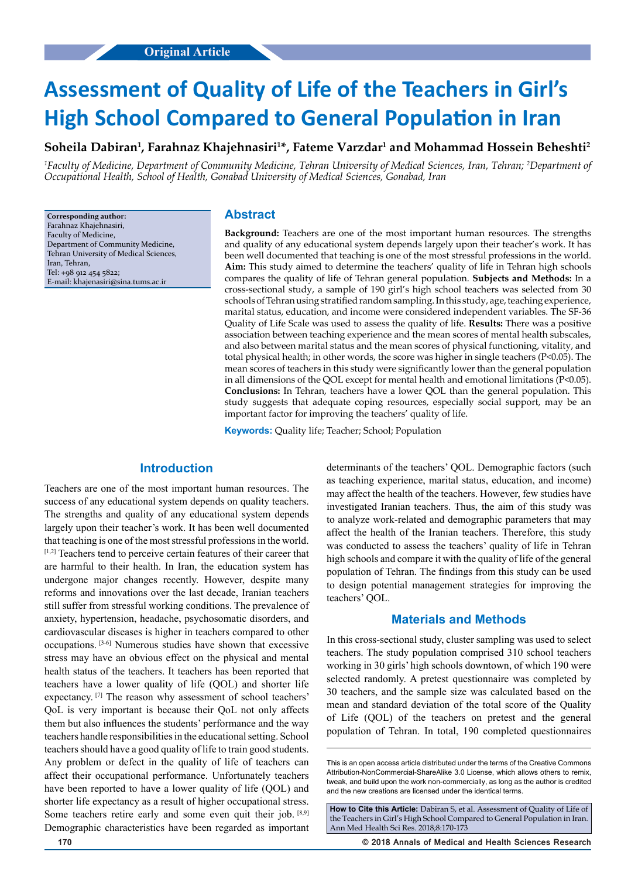Original Article

# Assessment of Quality of Life of the Teachers in Girl's High School Compared to General Population in Iran

**Soheila Dabiran[1], Farahnaz Khajehnasiri[1]*, Fateme Varzdar[1] and Mohammad Hossein Beheshti[2]**

*[1]Faculty of Medicine, Department of Community Medicine, Tehran University of Medical Sciences, Iran, Tehran; [2]Department of Occupational Health, School of Health, Gonabad University of Medical Sciences, Gonabad, Iran*

**Corresponding author:**
Farahnaz Khajehnasiri,
Faculty of Medicine,
Department of Community Medicine,
Tehran University of Medical Sciences,
Iran, Tehran,
Tel: +98 912 454 5822;
E-mail: khajenasiri@sina.tums.ac.ir

## Abstract

**Background:** Teachers are one of the most important human resources. The strengths and quality of any educational system depends largely upon their teacher's work. It has been well documented that teaching is one of the most stressful professions in the world. **Aim:** This study aimed to determine the teachers' quality of life in Tehran high schools compares the quality of life of Tehran general population. **Subjects and Methods:** In a cross-sectional study, a sample of 190 girl's high school teachers was selected from 30 schools of Tehran using stratified random sampling. In this study, age, teaching experience, marital status, education, and income were considered independent variables. The SF-36 Quality of Life Scale was used to assess the quality of life. **Results:** There was a positive association between teaching experience and the mean scores of mental health subscales, and also between marital status and the mean scores of physical functioning, vitality, and total physical health; in other words, the score was higher in single teachers (P<0.05). The mean scores of teachers in this study were significantly lower than the general population in all dimensions of the QOL except for mental health and emotional limitations (P<0.05). **Conclusions:** In Tehran, teachers have a lower QOL than the general population. This study suggests that adequate coping resources, especially social support, may be an important factor for improving the teachers' quality of life.

**Keywords:** Quality life; Teacher; School; Population

## Introduction

Teachers are one of the most important human resources. The success of any educational system depends on quality teachers. The strengths and quality of any educational system depends largely upon their teacher's work. It has been well documented that teaching is one of the most stressful professions in the world.[1,2] Teachers tend to perceive certain features of their career that are harmful to their health. In Iran, the education system has undergone major changes recently. However, despite many reforms and innovations over the last decade, Iranian teachers still suffer from stressful working conditions. The prevalence of anxiety, hypertension, headache, psychosomatic disorders, and cardiovascular diseases is higher in teachers compared to other occupations. [3-6] Numerous studies have shown that excessive stress may have an obvious effect on the physical and mental health status of the teachers. It teachers has been reported that teachers have a lower quality of life (QOL) and shorter life expectancy. [7] The reason why assessment of school teachers' QoL is very important is because their QoL not only affects them but also influences the students' performance and the way teachers handle responsibilities in the educational setting. School teachers should have a good quality of life to train good students. Any problem or defect in the quality of life of teachers can affect their occupational performance. Unfortunately teachers have been reported to have a lower quality of life (QOL) and shorter life expectancy as a result of higher occupational stress. Some teachers retire early and some even quit their job. [8,9] Demographic characteristics have been regarded as important determinants of the teachers' QOL. Demographic factors (such as teaching experience, marital status, education, and income) may affect the health of the teachers. However, few studies have investigated Iranian teachers. Thus, the aim of this study was to analyze work-related and demographic parameters that may affect the health of the Iranian teachers. Therefore, this study was conducted to assess the teachers' quality of life in Tehran high schools and compare it with the quality of life of the general population of Tehran. The findings from this study can be used to design potential management strategies for improving the teachers' QOL.

## Materials and Methods

In this cross-sectional study, cluster sampling was used to select teachers. The study population comprised 310 school teachers working in 30 girls' high schools downtown, of which 190 were selected randomly. A pretest questionnaire was completed by 30 teachers, and the sample size was calculated based on the mean and standard deviation of the total score of the Quality of Life (QOL) of the teachers on pretest and the general population of Tehran. In total, 190 completed questionnaires

This is an open access article distributed under the terms of the Creative Commons Attribution-NonCommercial-ShareAlike 3.0 License, which allows others to remix, tweak, and build upon the work non-commercially, as long as the author is credited and the new creations are licensed under the identical terms.

**How to Cite this Article:** Dabiran S, et al. Assessment of Quality of Life of the Teachers in Girl's High School Compared to General Population in Iran. Ann Med Health Sci Res. 2018;8:170-173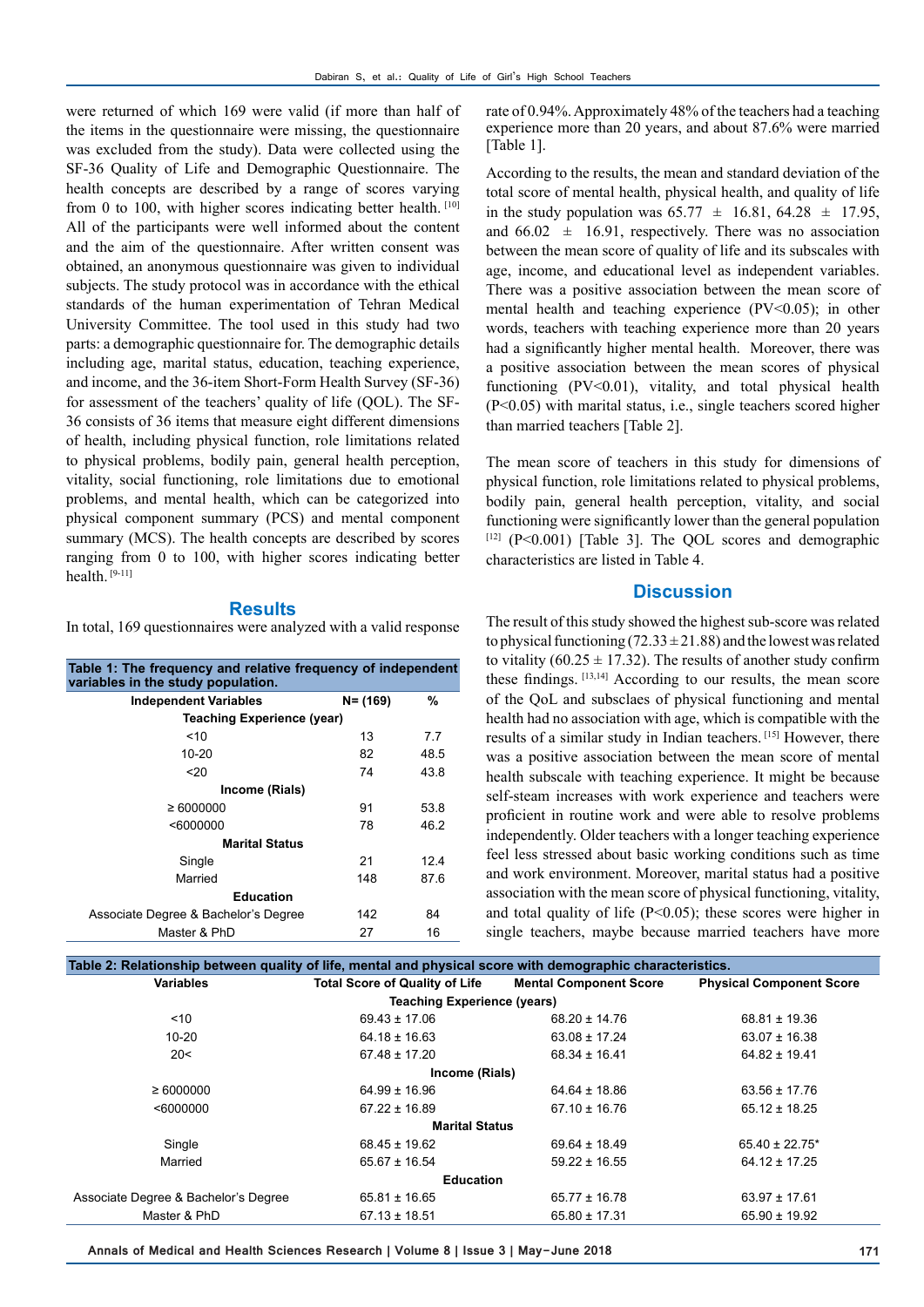were returned of which 169 were valid (if more than half of the items in the questionnaire were missing, the questionnaire was excluded from the study). Data were collected using the SF-36 Quality of Life and Demographic Questionnaire. The health concepts are described by a range of scores varying from 0 to 100, with higher scores indicating better health. [10] All of the participants were well informed about the content and the aim of the questionnaire. After written consent was obtained, an anonymous questionnaire was given to individual subjects. The study protocol was in accordance with the ethical standards of the human experimentation of Tehran Medical University Committee. The tool used in this study had two parts: a demographic questionnaire for. The demographic details including age, marital status, education, teaching experience, and income, and the 36-item Short-Form Health Survey (SF-36) for assessment of the teachers' quality of life (QOL). The SF-36 consists of 36 items that measure eight different dimensions of health, including physical function, role limitations related to physical problems, bodily pain, general health perception, vitality, social functioning, role limitations due to emotional problems, and mental health, which can be categorized into physical component summary (PCS) and mental component summary (MCS). The health concepts are described by scores ranging from 0 to 100, with higher scores indicating better health. [9-11]

## Results

In total, 169 questionnaires were analyzed with a valid response rate of 0.94%. Approximately 48% of the teachers had a teaching experience more than 20 years, and about 87.6% were married [Table 1].

**Table 1: The frequency and relative frequency of independent variables in the study population.**

| Independent Variables | N= (169) | % |
|---|---|---|
| **Teaching Experience (year)** | | |
| <10 | 13 | 7.7 |
| 10-20 | 82 | 48.5 |
| <20 | 74 | 43.8 |
| **Income (Rials)** | | |
| ≥ 6000000 | 91 | 53.8 |
| <6000000 | 78 | 46.2 |
| **Marital Status** | | |
| Single | 21 | 12.4 |
| Married | 148 | 87.6 |
| **Education** | | |
| Associate Degree & Bachelor's Degree | 142 | 84 |
| Master & PhD | 27 | 16 |

According to the results, the mean and standard deviation of the total score of mental health, physical health, and quality of life in the study population was 65.77 ± 16.81, 64.28 ± 17.95, and 66.02 ± 16.91, respectively. There was no association between the mean score of quality of life and its subscales with age, income, and educational level as independent variables. There was a positive association between the mean score of mental health and teaching experience (PV<0.05); in other words, teachers with teaching experience more than 20 years had a significantly higher mental health. Moreover, there was a positive association between the mean scores of physical functioning (PV<0.01), vitality, and total physical health (P<0.05) with marital status, i.e., single teachers scored higher than married teachers [Table 2].

The mean score of teachers in this study for dimensions of physical function, role limitations related to physical problems, bodily pain, general health perception, vitality, and social functioning were significantly lower than the general population [12] (P<0.001) [Table 3]. The QOL scores and demographic characteristics are listed in Table 4.

## Discussion

The result of this study showed the highest sub-score was related to physical functioning (72.33 ± 21.88) and the lowest was related to vitality (60.25 ± 17.32). The results of another study confirm these findings. [13,14] According to our results, the mean score of the QoL and subsclaes of physical functioning and mental health had no association with age, which is compatible with the results of a similar study in Indian teachers. [15] However, there was a positive association between the mean score of mental health subscale with teaching experience. It might be because self-steam increases with work experience and teachers were proficient in routine work and were able to resolve problems independently. Older teachers with a longer teaching experience feel less stressed about basic working conditions such as time and work environment. Moreover, marital status had a positive association with the mean score of physical functioning, vitality, and total quality of life (P<0.05); these scores were higher in single teachers, maybe because married teachers have more

**Table 2: Relationship between quality of life, mental and physical score with demographic characteristics.**

| Variables | Total Score of Quality of Life | Mental Component Score | Physical Component Score |
|---|---|---|---|
| **Teaching Experience (years)** | | | |
| <10 | 69.43 ± 17.06 | 68.20 ± 14.76 | 68.81 ± 19.36 |
| 10-20 | 64.18 ± 16.63 | 63.08 ± 17.24 | 63.07 ± 16.38 |
| 20< | 67.48 ± 17.20 | 68.34 ± 16.41 | 64.82 ± 19.41 |
| **Income (Rials)** | | | |
| ≥ 6000000 | 64.99 ± 16.96 | 64.64 ± 18.86 | 63.56 ± 17.76 |
| <6000000 | 67.22 ± 16.89 | 67.10 ± 16.76 | 65.12 ± 18.25 |
| **Marital Status** | | | |
| Single | 68.45 ± 19.62 | 69.64 ± 18.49 | 65.40 ± 22.75* |
| Married | 65.67 ± 16.54 | 59.22 ± 16.55 | 64.12 ± 17.25 |
| **Education** | | | |
| Associate Degree & Bachelor's Degree | 65.81 ± 16.65 | 65.77 ± 16.78 | 63.97 ± 17.61 |
| Master & PhD | 67.13 ± 18.51 | 65.80 ± 17.31 | 65.90 ± 19.92 |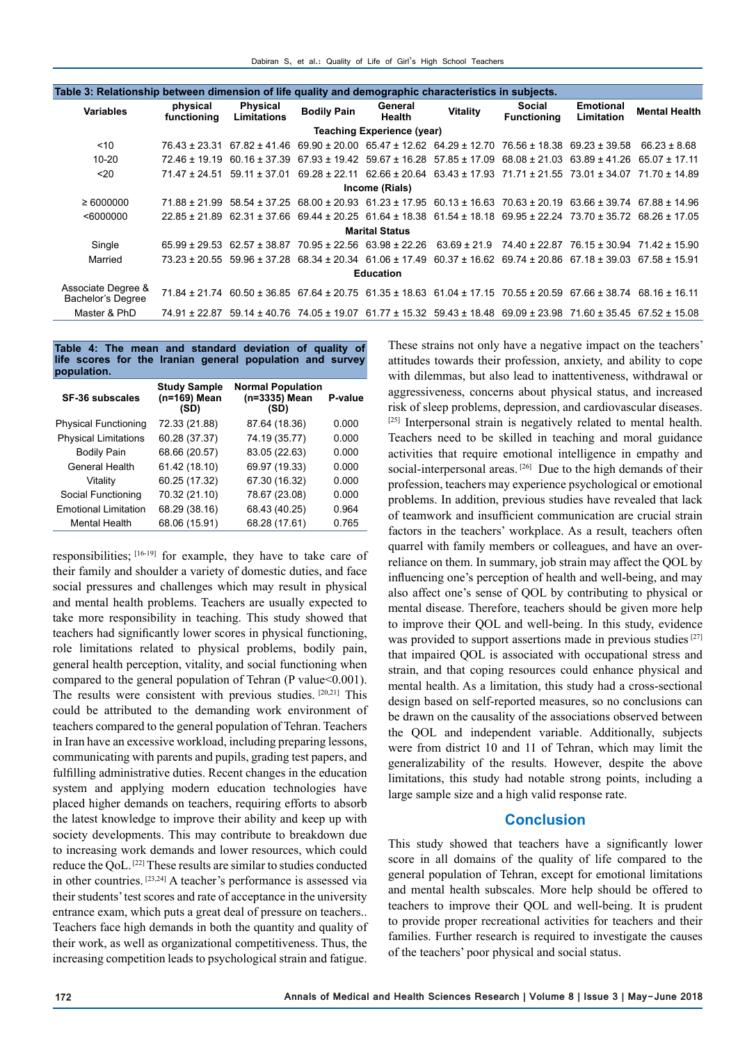**Table 3: Relationship between dimension of life quality and demographic characteristics in subjects.**

| Variables | physical functioning | Physical Limitations | Bodily Pain | General Health | Vitality | Social Functioning | Emotional Limitation | Mental Health |
|---|---|---|---|---|---|---|---|---|
| **Teaching Experience (year)** | | | | | | | | |
| <10 | 76.43 ± 23.31 | 67.82 ± 41.46 | 69.90 ± 20.00 | 65.47 ± 12.62 | 64.29 ± 12.70 | 76.56 ± 18.38 | 69.23 ± 39.58 | 66.23 ± 8.68 |
| 10-20 | 72.46 ± 19.19 | 60.16 ± 37.39 | 67.93 ± 19.42 | 59.67 ± 16.28 | 57.85 ± 17.09 | 68.08 ± 21.03 | 63.89 ± 41.26 | 65.07 ± 17.11 |
| <20 | 71.47 ± 24.51 | 59.11 ± 37.01 | 69.28 ± 22.11 | 62.66 ± 20.64 | 63.43 ± 17.93 | 71.71 ± 21.55 | 73.01 ± 34.07 | 71.70 ± 14.89 |
| **Income (Rials)** | | | | | | | | |
| ≥ 6000000 | 71.88 ± 21.99 | 58.54 ± 37.25 | 68.00 ± 20.93 | 61.23 ± 17.95 | 60.13 ± 16.63 | 70.63 ± 20.19 | 63.66 ± 39.74 | 67.88 ± 14.96 |
| <6000000 | 22.85 ± 21.89 | 62.31 ± 37.66 | 69.44 ± 20.25 | 61.64 ± 18.38 | 61.54 ± 18.18 | 69.95 ± 22.24 | 73.70 ± 35.72 | 68.26 ± 17.05 |
| **Marital Status** | | | | | | | | |
| Single | 65.99 ± 29.53 | 62.57 ± 38.87 | 70.95 ± 22.56 | 63.98 ± 22.26 | 63.69 ± 21.9 | 74.40 ± 22.87 | 76.15 ± 30.94 | 71.42 ± 15.90 |
| Married | 73.23 ± 20.55 | 59.96 ± 37.28 | 68.34 ± 20.34 | 61.06 ± 17.49 | 60.37 ± 16.62 | 69.74 ± 20.86 | 67.18 ± 39.03 | 67.58 ± 15.91 |
| **Education** | | | | | | | | |
| Associate Degree & Bachelor's Degree | 71.84 ± 21.74 | 60.50 ± 36.85 | 67.64 ± 20.75 | 61.35 ± 18.63 | 61.04 ± 17.15 | 70.55 ± 20.59 | 67.66 ± 38.74 | 68.16 ± 16.11 |
| Master & PhD | 74.91 ± 22.87 | 59.14 ± 40.76 | 74.05 ± 19.07 | 61.77 ± 15.32 | 59.43 ± 18.48 | 69.09 ± 23.98 | 71.60 ± 35.45 | 67.52 ± 15.08 |

**Table 4: The mean and standard deviation of quality of life scores for the Iranian general population and survey population.**

| SF-36 subscales | Study Sample (n=169) Mean (SD) | Normal Population (n=3335) Mean (SD) | P-value |
|---|---|---|---|
| Physical Functioning | 72.33 (21.88) | 87.64 (18.36) | 0.000 |
| Physical Limitations | 60.28 (37.37) | 74.19 (35.77) | 0.000 |
| Bodily Pain | 68.66 (20.57) | 83.05 (22.63) | 0.000 |
| General Health | 61.42 (18.10) | 69.97 (19.33) | 0.000 |
| Vitality | 60.25 (17.32) | 67.30 (16.32) | 0.000 |
| Social Functioning | 70.32 (21.10) | 78.67 (23.08) | 0.000 |
| Emotional Limitation | 68.29 (38.16) | 68.43 (40.25) | 0.964 |
| Mental Health | 68.06 (15.91) | 68.28 (17.61) | 0.765 |

responsibilities; [16-19] for example, they have to take care of their family and shoulder a variety of domestic duties, and face social pressures and challenges which may result in physical and mental health problems. Teachers are usually expected to take more responsibility in teaching. This study showed that teachers had significantly lower scores in physical functioning, role limitations related to physical problems, bodily pain, general health perception, vitality, and social functioning when compared to the general population of Tehran (P value<0.001). The results were consistent with previous studies. [20,21] This could be attributed to the demanding work environment of teachers compared to the general population of Tehran. Teachers in Iran have an excessive workload, including preparing lessons, communicating with parents and pupils, grading test papers, and fulfilling administrative duties. Recent changes in the education system and applying modern education technologies have placed higher demands on teachers, requiring efforts to absorb the latest knowledge to improve their ability and keep up with society developments. This may contribute to breakdown due to increasing work demands and lower resources, which could reduce the QoL. [22] These results are similar to studies conducted in other countries. [23,24] A teacher's performance is assessed via their students' test scores and rate of acceptance in the university entrance exam, which puts a great deal of pressure on teachers.. Teachers face high demands in both the quantity and quality of their work, as well as organizational competitiveness. Thus, the increasing competition leads to psychological strain and fatigue.

These strains not only have a negative impact on the teachers' attitudes towards their profession, anxiety, and ability to cope with dilemmas, but also lead to inattentiveness, withdrawal or aggressiveness, concerns about physical status, and increased risk of sleep problems, depression, and cardiovascular diseases. [25] Interpersonal strain is negatively related to mental health. Teachers need to be skilled in teaching and moral guidance activities that require emotional intelligence in empathy and social-interpersonal areas. [26] Due to the high demands of their profession, teachers may experience psychological or emotional problems. In addition, previous studies have revealed that lack of teamwork and insufficient communication are crucial strain factors in the teachers' workplace. As a result, teachers often quarrel with family members or colleagues, and have an over-reliance on them. In summary, job strain may affect the QOL by influencing one's perception of health and well-being, and may also affect one's sense of QOL by contributing to physical or mental disease. Therefore, teachers should be given more help to improve their QOL and well-being. In this study, evidence was provided to support assertions made in previous studies [27] that impaired QOL is associated with occupational stress and strain, and that coping resources could enhance physical and mental health. As a limitation, this study had a cross-sectional design based on self-reported measures, so no conclusions can be drawn on the causality of the associations observed between the QOL and independent variable. Additionally, subjects were from district 10 and 11 of Tehran, which may limit the generalizability of the results. However, despite the above limitations, this study had notable strong points, including a large sample size and a high valid response rate.

## Conclusion

This study showed that teachers have a significantly lower score in all domains of the quality of life compared to the general population of Tehran, except for emotional limitations and mental health subscales. More help should be offered to teachers to improve their QOL and well-being. It is prudent to provide proper recreational activities for teachers and their families. Further research is required to investigate the causes of the teachers' poor physical and social status.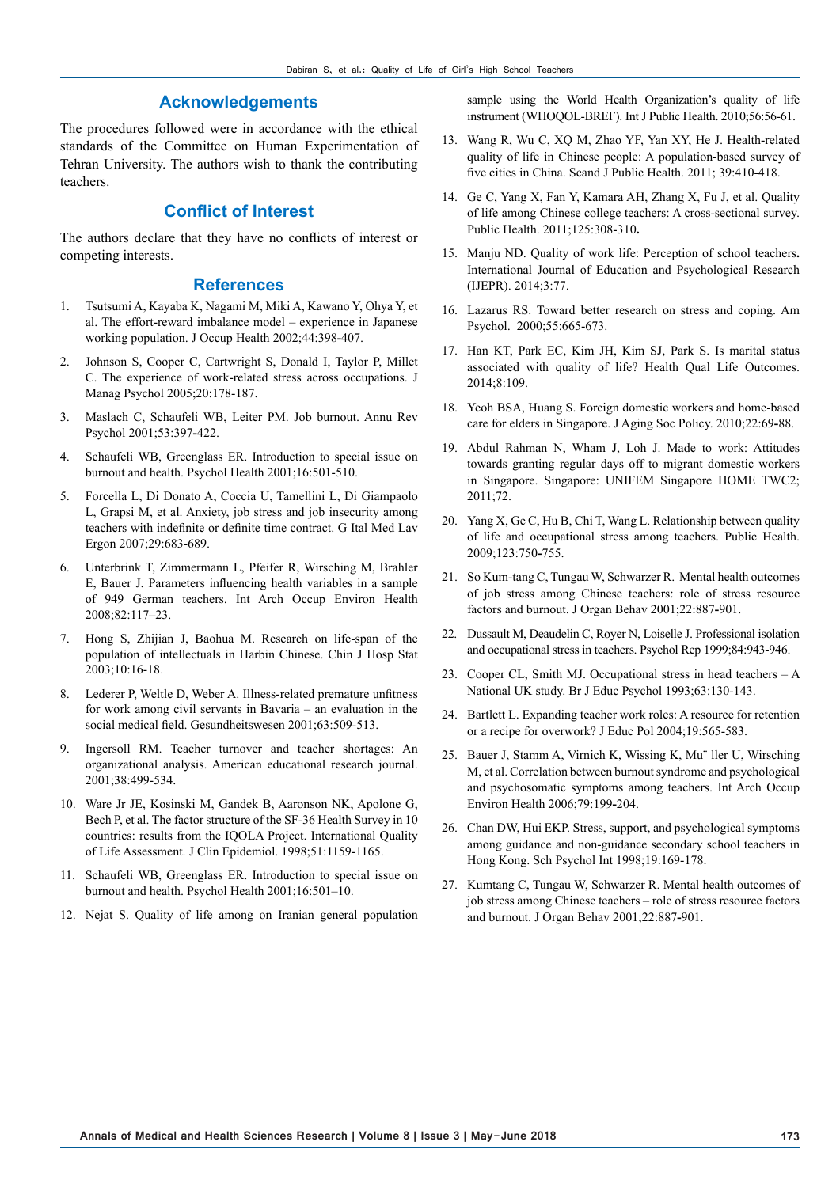## Acknowledgements

The procedures followed were in accordance with the ethical standards of the Committee on Human Experimentation of Tehran University. The authors wish to thank the contributing teachers.

## Conflict of Interest

The authors declare that they have no conflicts of interest or competing interests.

## References

1. Tsutsumi A, Kayaba K, Nagami M, Miki A, Kawano Y, Ohya Y, et al. The effort-reward imbalance model – experience in Japanese working population. J Occup Health 2002;44:398-407.
2. Johnson S, Cooper C, Cartwright S, Donald I, Taylor P, Millet C. The experience of work-related stress across occupations. J Manag Psychol 2005;20:178-187.
3. Maslach C, Schaufeli WB, Leiter PM. Job burnout. Annu Rev Psychol 2001;53:397-422.
4. Schaufeli WB, Greenglass ER. Introduction to special issue on burnout and health. Psychol Health 2001;16:501-510.
5. Forcella L, Di Donato A, Coccia U, Tamellini L, Di Giampaolo L, Grapsi M, et al. Anxiety, job stress and job insecurity among teachers with indefinite or definite time contract. G Ital Med Lav Ergon 2007;29:683-689.
6. Unterbrink T, Zimmermann L, Pfeifer R, Wirsching M, Brahler E, Bauer J. Parameters influencing health variables in a sample of 949 German teachers. Int Arch Occup Environ Health 2008;82:117–23.
7. Hong S, Zhijian J, Baohua M. Research on life-span of the population of intellectuals in Harbin Chinese. Chin J Hosp Stat 2003;10:16-18.
8. Lederer P, Weltle D, Weber A. Illness-related premature unfitness for work among civil servants in Bavaria – an evaluation in the social medical field. Gesundheitswesen 2001;63:509-513.
9. Ingersoll RM. Teacher turnover and teacher shortages: An organizational analysis. American educational research journal. 2001;38:499-534.
10. Ware Jr JE, Kosinski M, Gandek B, Aaronson NK, Apolone G, Bech P, et al. The factor structure of the SF-36 Health Survey in 10 countries: results from the IQOLA Project. International Quality of Life Assessment. J Clin Epidemiol. 1998;51:1159-1165.
11. Schaufeli WB, Greenglass ER. Introduction to special issue on burnout and health. Psychol Health 2001;16:501–10.
12. Nejat S. Quality of life among on Iranian general population sample using the World Health Organization's quality of life instrument (WHOQOL-BREF). Int J Public Health. 2010;56:56-61.
13. Wang R, Wu C, XQ M, Zhao YF, Yan XY, He J. Health-related quality of life in Chinese people: A population-based survey of five cities in China. Scand J Public Health. 2011; 39:410-418.
14. Ge C, Yang X, Fan Y, Kamara AH, Zhang X, Fu J, et al. Quality of life among Chinese college teachers: A cross-sectional survey. Public Health. 2011;125:308-310**.**
15. Manju ND. Quality of work life: Perception of school teachers**.** International Journal of Education and Psychological Research (IJEPR). 2014;3:77.
16. Lazarus RS. Toward better research on stress and coping. Am Psychol. 2000;55:665-673.
17. Han KT, Park EC, Kim JH, Kim SJ, Park S. Is marital status associated with quality of life? Health Qual Life Outcomes. 2014;8:109.
18. Yeoh BSA, Huang S. Foreign domestic workers and home-based care for elders in Singapore. J Aging Soc Policy. 2010;22:69-88.
19. Abdul Rahman N, Wham J, Loh J. Made to work: Attitudes towards granting regular days off to migrant domestic workers in Singapore. Singapore: UNIFEM Singapore HOME TWC2; 2011;72.
20. Yang X, Ge C, Hu B, Chi T, Wang L. Relationship between quality of life and occupational stress among teachers. Public Health. 2009;123:750-755.
21. So Kum-tang C, Tungau W, Schwarzer R. Mental health outcomes of job stress among Chinese teachers: role of stress resource factors and burnout. J Organ Behav 2001;22:887-901.
22. Dussault M, Deaudelin C, Royer N, Loiselle J. Professional isolation and occupational stress in teachers. Psychol Rep 1999;84:943-946.
23. Cooper CL, Smith MJ. Occupational stress in head teachers – A National UK study. Br J Educ Psychol 1993;63:130-143.
24. Bartlett L. Expanding teacher work roles: A resource for retention or a recipe for overwork? J Educ Pol 2004;19:565-583.
25. Bauer J, Stamm A, Virnich K, Wissing K, Mu¨ ller U, Wirsching M, et al. Correlation between burnout syndrome and psychological and psychosomatic symptoms among teachers. Int Arch Occup Environ Health 2006;79:199-204.
26. Chan DW, Hui EKP. Stress, support, and psychological symptoms among guidance and non-guidance secondary school teachers in Hong Kong. Sch Psychol Int 1998;19:169-178.
27. Kumtang C, Tungau W, Schwarzer R. Mental health outcomes of job stress among Chinese teachers – role of stress resource factors and burnout. J Organ Behav 2001;22:887-901.